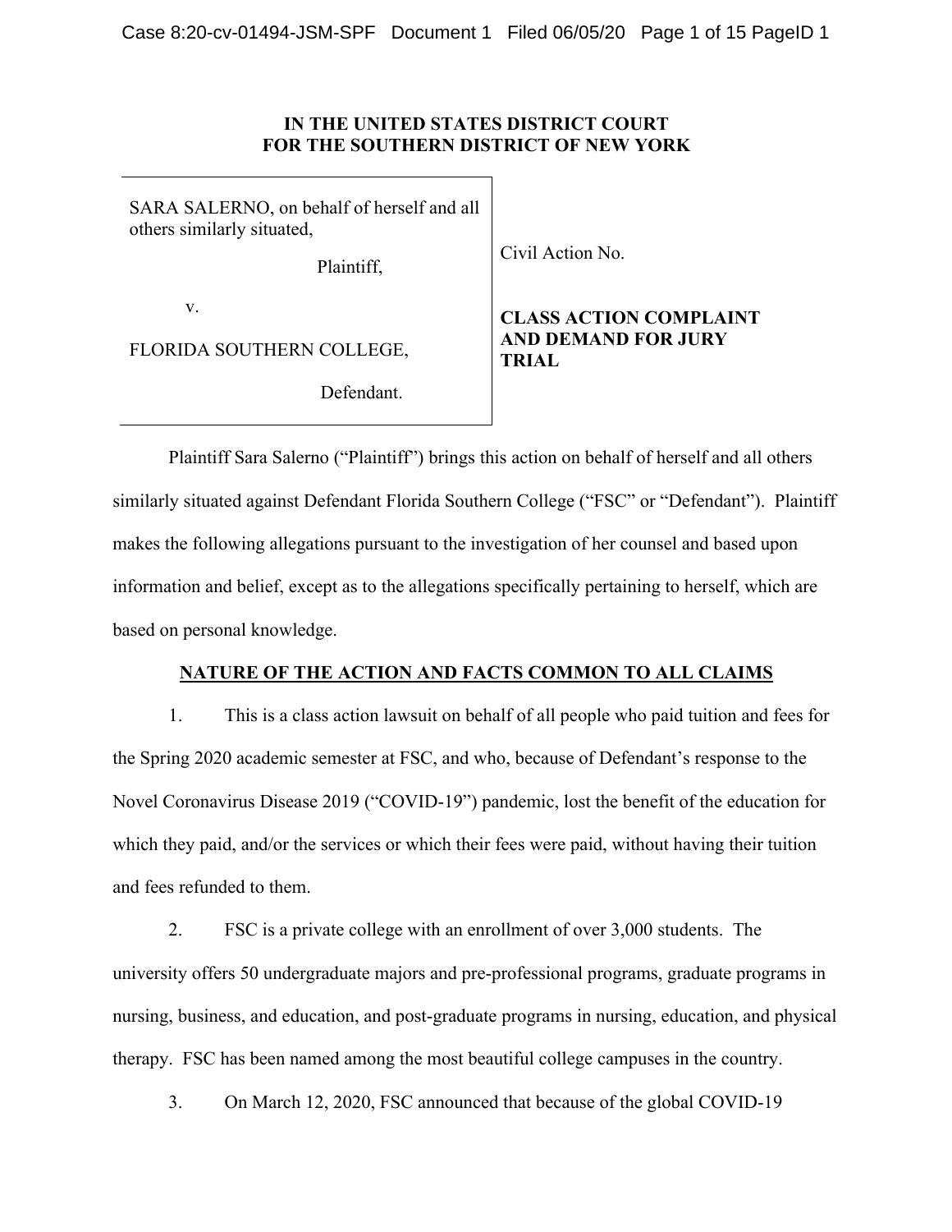**IN THE UNITED STATES DISTRICT COURT**
**FOR THE SOUTHERN DISTRICT OF NEW YORK**

| | |
|---|---|
| SARA SALERNO, on behalf of herself and all others similarly situated,<br><br>Plaintiff,<br><br>v.<br><br>FLORIDA SOUTHERN COLLEGE,<br><br>Defendant. | Civil Action No.<br><br>**CLASS ACTION COMPLAINT AND DEMAND FOR JURY TRIAL** |

Plaintiff Sara Salerno ("Plaintiff") brings this action on behalf of herself and all others similarly situated against Defendant Florida Southern College ("FSC" or "Defendant"). Plaintiff makes the following allegations pursuant to the investigation of her counsel and based upon information and belief, except as to the allegations specifically pertaining to herself, which are based on personal knowledge.

## NATURE OF THE ACTION AND FACTS COMMON TO ALL CLAIMS

1. This is a class action lawsuit on behalf of all people who paid tuition and fees for the Spring 2020 academic semester at FSC, and who, because of Defendant's response to the Novel Coronavirus Disease 2019 ("COVID-19") pandemic, lost the benefit of the education for which they paid, and/or the services or which their fees were paid, without having their tuition and fees refunded to them.

2. FSC is a private college with an enrollment of over 3,000 students. The university offers 50 undergraduate majors and pre-professional programs, graduate programs in nursing, business, and education, and post-graduate programs in nursing, education, and physical therapy. FSC has been named among the most beautiful college campuses in the country.

3. On March 12, 2020, FSC announced that because of the global COVID-19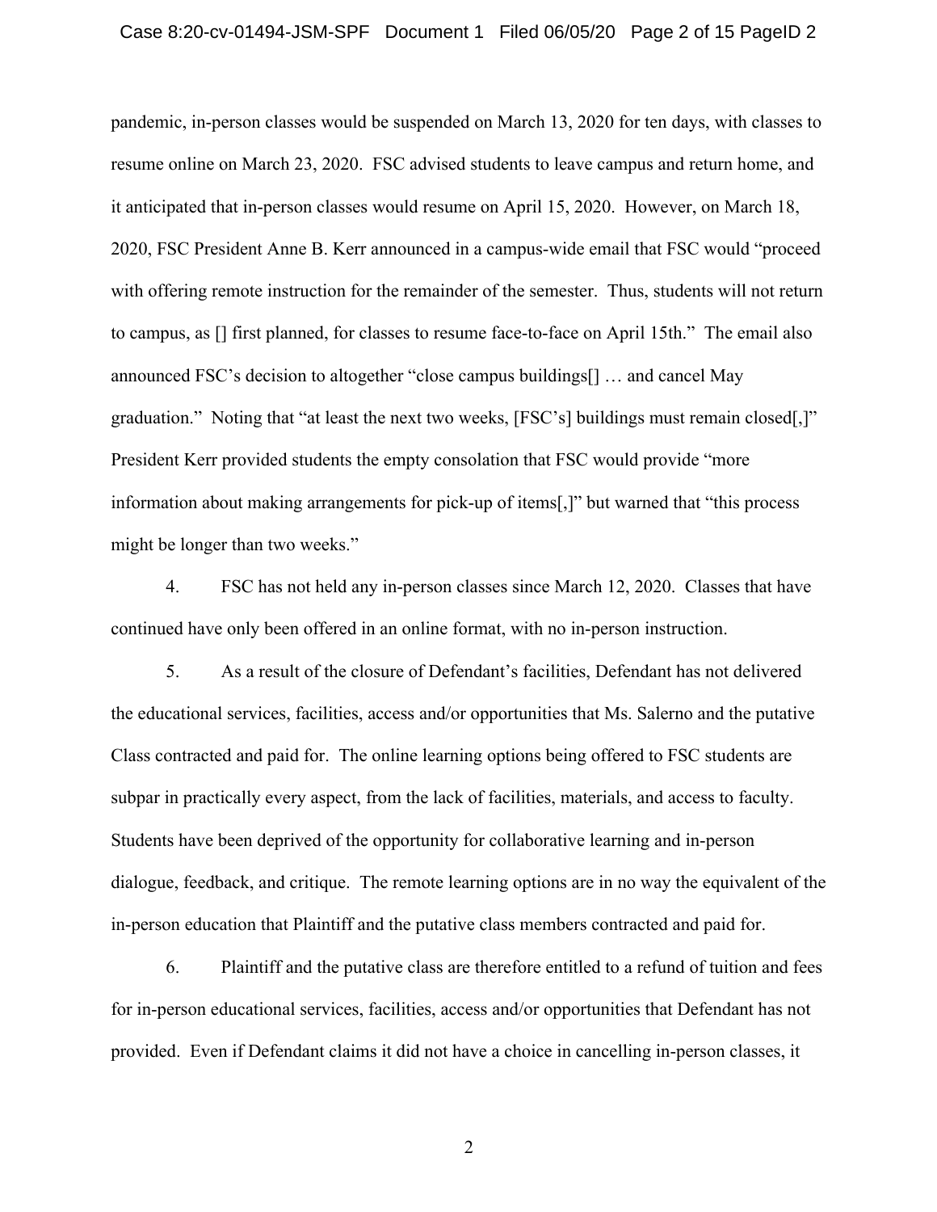pandemic, in-person classes would be suspended on March 13, 2020 for ten days, with classes to resume online on March 23, 2020. FSC advised students to leave campus and return home, and it anticipated that in-person classes would resume on April 15, 2020. However, on March 18, 2020, FSC President Anne B. Kerr announced in a campus-wide email that FSC would "proceed with offering remote instruction for the remainder of the semester. Thus, students will not return to campus, as [] first planned, for classes to resume face-to-face on April 15th." The email also announced FSC's decision to altogether "close campus buildings[] … and cancel May graduation." Noting that "at least the next two weeks, [FSC's] buildings must remain closed[,]" President Kerr provided students the empty consolation that FSC would provide "more information about making arrangements for pick-up of items[,]" but warned that "this process might be longer than two weeks."

4. FSC has not held any in-person classes since March 12, 2020. Classes that have continued have only been offered in an online format, with no in-person instruction.

5. As a result of the closure of Defendant's facilities, Defendant has not delivered the educational services, facilities, access and/or opportunities that Ms. Salerno and the putative Class contracted and paid for. The online learning options being offered to FSC students are subpar in practically every aspect, from the lack of facilities, materials, and access to faculty. Students have been deprived of the opportunity for collaborative learning and in-person dialogue, feedback, and critique. The remote learning options are in no way the equivalent of the in-person education that Plaintiff and the putative class members contracted and paid for.

6. Plaintiff and the putative class are therefore entitled to a refund of tuition and fees for in-person educational services, facilities, access and/or opportunities that Defendant has not provided. Even if Defendant claims it did not have a choice in cancelling in-person classes, it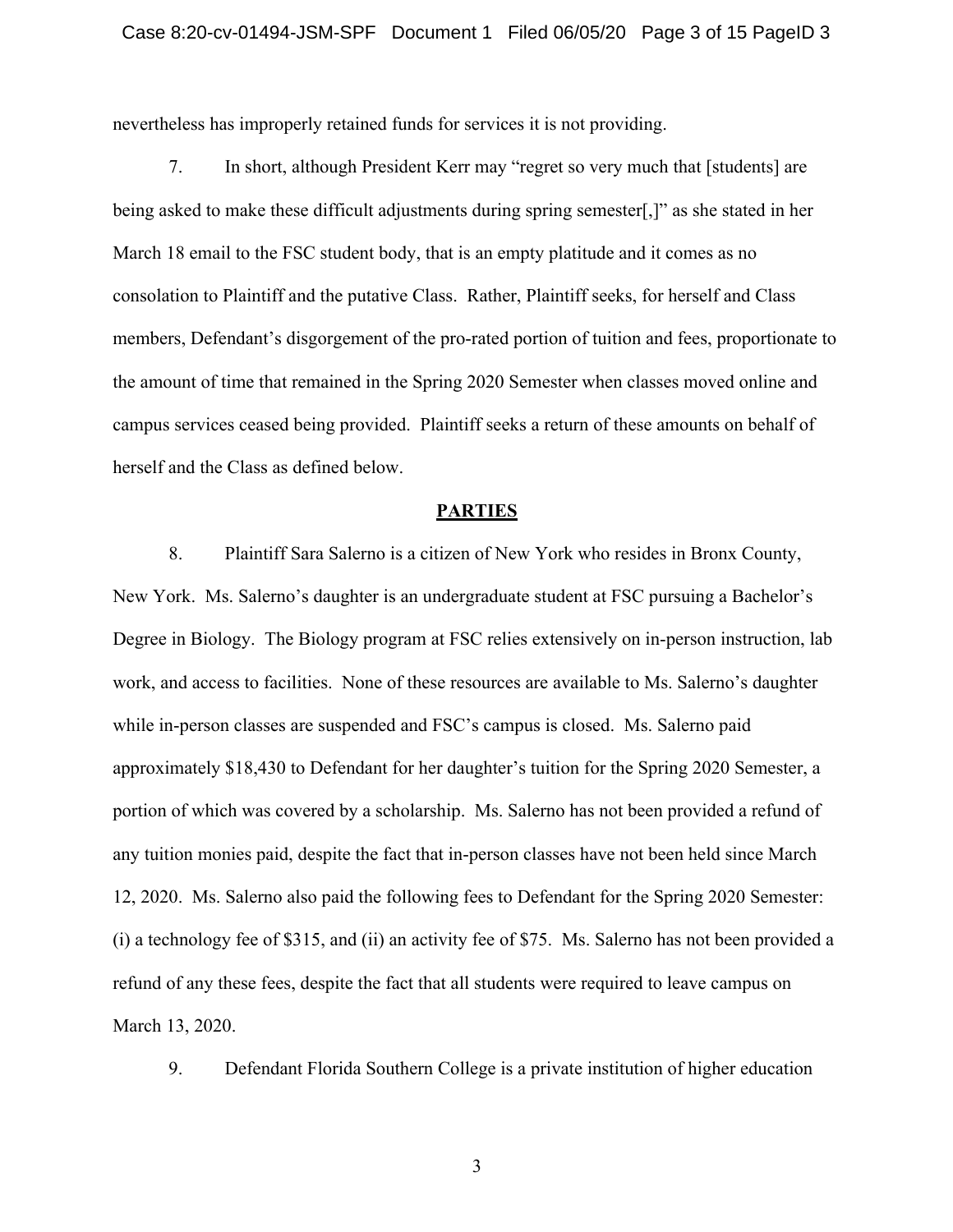nevertheless has improperly retained funds for services it is not providing.

7. In short, although President Kerr may "regret so very much that [students] are being asked to make these difficult adjustments during spring semester[,]" as she stated in her March 18 email to the FSC student body, that is an empty platitude and it comes as no consolation to Plaintiff and the putative Class. Rather, Plaintiff seeks, for herself and Class members, Defendant's disgorgement of the pro-rated portion of tuition and fees, proportionate to the amount of time that remained in the Spring 2020 Semester when classes moved online and campus services ceased being provided. Plaintiff seeks a return of these amounts on behalf of herself and the Class as defined below.

## PARTIES

8. Plaintiff Sara Salerno is a citizen of New York who resides in Bronx County, New York. Ms. Salerno's daughter is an undergraduate student at FSC pursuing a Bachelor's Degree in Biology. The Biology program at FSC relies extensively on in-person instruction, lab work, and access to facilities. None of these resources are available to Ms. Salerno's daughter while in-person classes are suspended and FSC's campus is closed. Ms. Salerno paid approximately $18,430 to Defendant for her daughter's tuition for the Spring 2020 Semester, a portion of which was covered by a scholarship. Ms. Salerno has not been provided a refund of any tuition monies paid, despite the fact that in-person classes have not been held since March 12, 2020. Ms. Salerno also paid the following fees to Defendant for the Spring 2020 Semester: (i) a technology fee of $315, and (ii) an activity fee of $75. Ms. Salerno has not been provided a refund of any these fees, despite the fact that all students were required to leave campus on March 13, 2020.

9. Defendant Florida Southern College is a private institution of higher education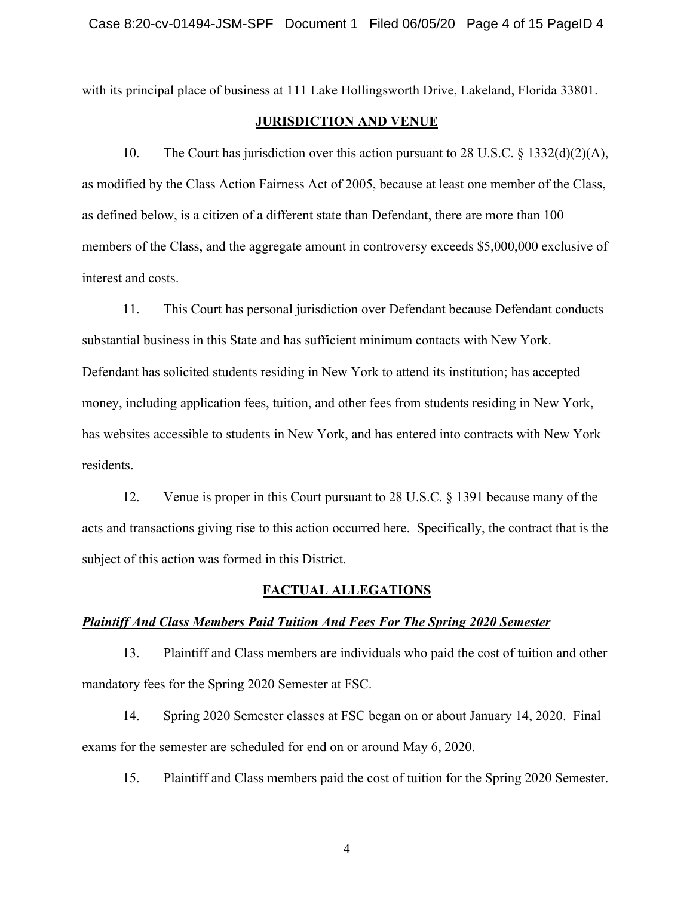with its principal place of business at 111 Lake Hollingsworth Drive, Lakeland, Florida 33801.

## JURISDICTION AND VENUE

10. The Court has jurisdiction over this action pursuant to 28 U.S.C. § 1332(d)(2)(A), as modified by the Class Action Fairness Act of 2005, because at least one member of the Class, as defined below, is a citizen of a different state than Defendant, there are more than 100 members of the Class, and the aggregate amount in controversy exceeds $5,000,000 exclusive of interest and costs.

11. This Court has personal jurisdiction over Defendant because Defendant conducts substantial business in this State and has sufficient minimum contacts with New York. Defendant has solicited students residing in New York to attend its institution; has accepted money, including application fees, tuition, and other fees from students residing in New York, has websites accessible to students in New York, and has entered into contracts with New York residents.

12. Venue is proper in this Court pursuant to 28 U.S.C. § 1391 because many of the acts and transactions giving rise to this action occurred here. Specifically, the contract that is the subject of this action was formed in this District.

## FACTUAL ALLEGATIONS

### ***Plaintiff And Class Members Paid Tuition And Fees For The Spring 2020 Semester***

13. Plaintiff and Class members are individuals who paid the cost of tuition and other mandatory fees for the Spring 2020 Semester at FSC.

14. Spring 2020 Semester classes at FSC began on or about January 14, 2020. Final exams for the semester are scheduled for end on or around May 6, 2020.

15. Plaintiff and Class members paid the cost of tuition for the Spring 2020 Semester.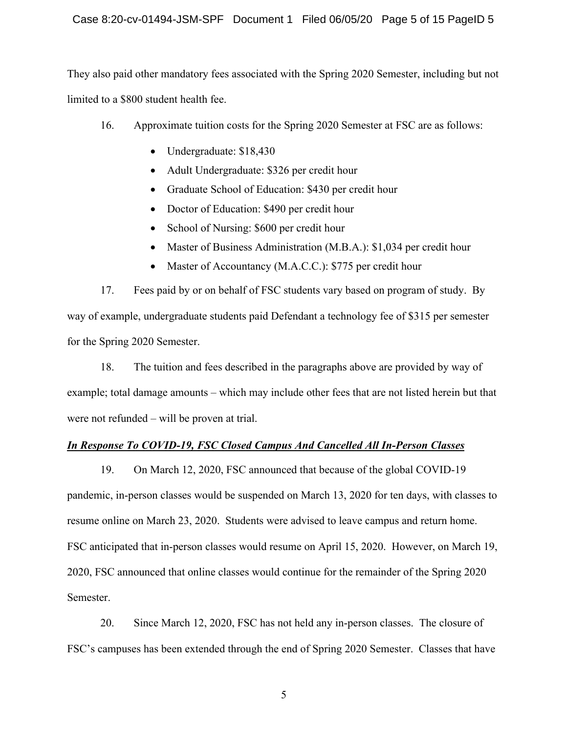They also paid other mandatory fees associated with the Spring 2020 Semester, including but not limited to a $800 student health fee.

16. Approximate tuition costs for the Spring 2020 Semester at FSC are as follows:

- Undergraduate: $18,430
- Adult Undergraduate: $326 per credit hour
- Graduate School of Education: $430 per credit hour
- Doctor of Education: $490 per credit hour
- School of Nursing: $600 per credit hour
- Master of Business Administration (M.B.A.): $1,034 per credit hour
- Master of Accountancy (M.A.C.C.): $775 per credit hour

17. Fees paid by or on behalf of FSC students vary based on program of study. By way of example, undergraduate students paid Defendant a technology fee of $315 per semester for the Spring 2020 Semester.

18. The tuition and fees described in the paragraphs above are provided by way of example; total damage amounts – which may include other fees that are not listed herein but that were not refunded – will be proven at trial.

***In Response To COVID-19, FSC Closed Campus And Cancelled All In-Person Classes***

19. On March 12, 2020, FSC announced that because of the global COVID-19 pandemic, in-person classes would be suspended on March 13, 2020 for ten days, with classes to resume online on March 23, 2020. Students were advised to leave campus and return home. FSC anticipated that in-person classes would resume on April 15, 2020. However, on March 19, 2020, FSC announced that online classes would continue for the remainder of the Spring 2020 Semester.

20. Since March 12, 2020, FSC has not held any in-person classes. The closure of FSC's campuses has been extended through the end of Spring 2020 Semester. Classes that have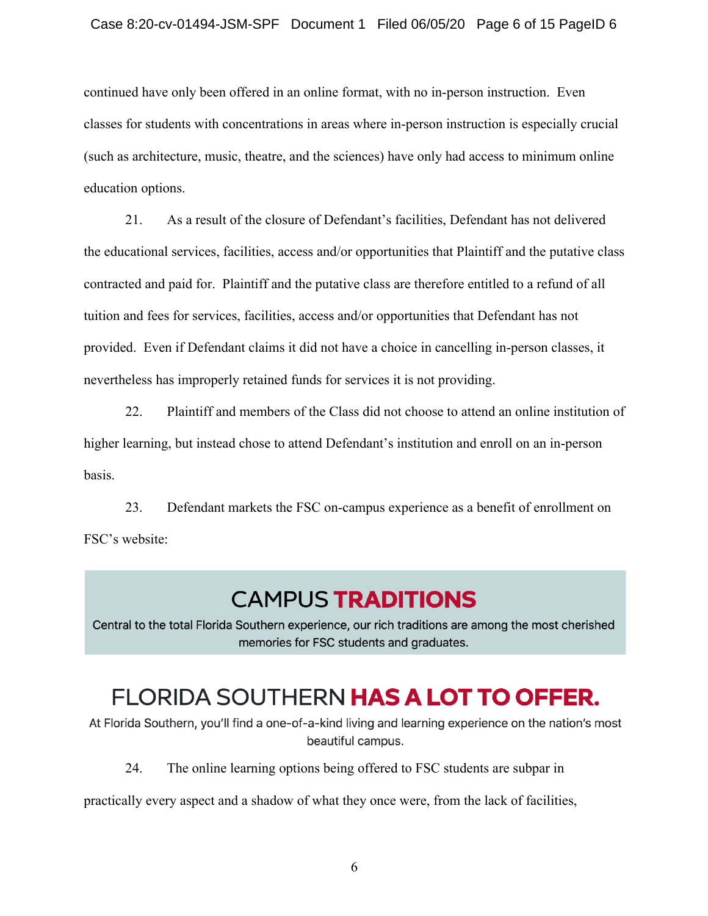continued have only been offered in an online format, with no in-person instruction. Even classes for students with concentrations in areas where in-person instruction is especially crucial (such as architecture, music, theatre, and the sciences) have only had access to minimum online education options.

21. As a result of the closure of Defendant's facilities, Defendant has not delivered the educational services, facilities, access and/or opportunities that Plaintiff and the putative class contracted and paid for. Plaintiff and the putative class are therefore entitled to a refund of all tuition and fees for services, facilities, access and/or opportunities that Defendant has not provided. Even if Defendant claims it did not have a choice in cancelling in-person classes, it nevertheless has improperly retained funds for services it is not providing.

22. Plaintiff and members of the Class did not choose to attend an online institution of higher learning, but instead chose to attend Defendant's institution and enroll on an in-person basis.

23. Defendant markets the FSC on-campus experience as a benefit of enrollment on FSC's website:

> **CAMPUS TRADITIONS**
>
> Central to the total Florida Southern experience, our rich traditions are among the most cherished memories for FSC students and graduates.

> **FLORIDA SOUTHERN HAS A LOT TO OFFER.**
>
> At Florida Southern, you'll find a one-of-a-kind living and learning experience on the nation's most beautiful campus.

24. The online learning options being offered to FSC students are subpar in practically every aspect and a shadow of what they once were, from the lack of facilities,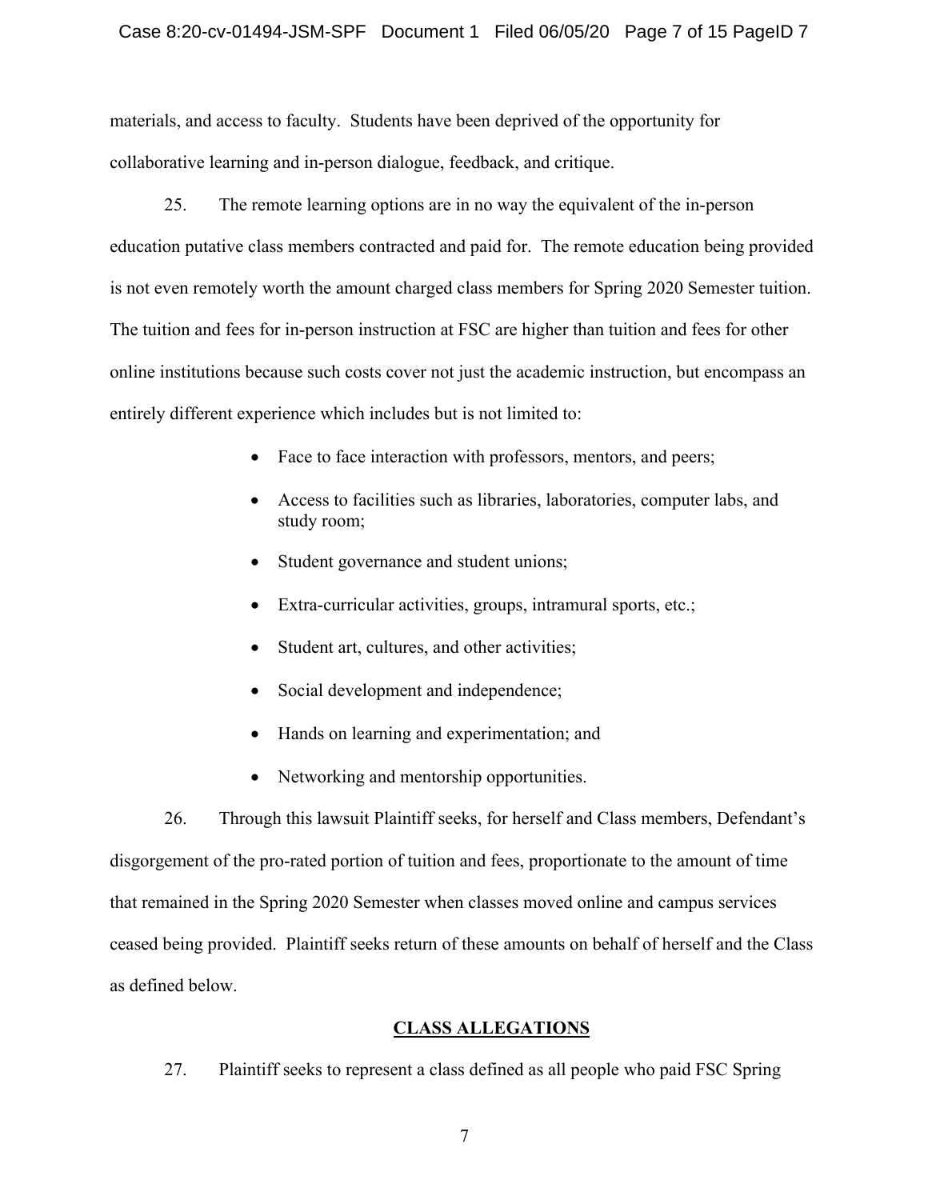materials, and access to faculty. Students have been deprived of the opportunity for collaborative learning and in-person dialogue, feedback, and critique.

25. The remote learning options are in no way the equivalent of the in-person education putative class members contracted and paid for. The remote education being provided is not even remotely worth the amount charged class members for Spring 2020 Semester tuition. The tuition and fees for in-person instruction at FSC are higher than tuition and fees for other online institutions because such costs cover not just the academic instruction, but encompass an entirely different experience which includes but is not limited to:

- Face to face interaction with professors, mentors, and peers;
- Access to facilities such as libraries, laboratories, computer labs, and study room;
- Student governance and student unions;
- Extra-curricular activities, groups, intramural sports, etc.;
- Student art, cultures, and other activities;
- Social development and independence;
- Hands on learning and experimentation; and
- Networking and mentorship opportunities.

26. Through this lawsuit Plaintiff seeks, for herself and Class members, Defendant's disgorgement of the pro-rated portion of tuition and fees, proportionate to the amount of time that remained in the Spring 2020 Semester when classes moved online and campus services ceased being provided. Plaintiff seeks return of these amounts on behalf of herself and the Class as defined below.

## CLASS ALLEGATIONS

27. Plaintiff seeks to represent a class defined as all people who paid FSC Spring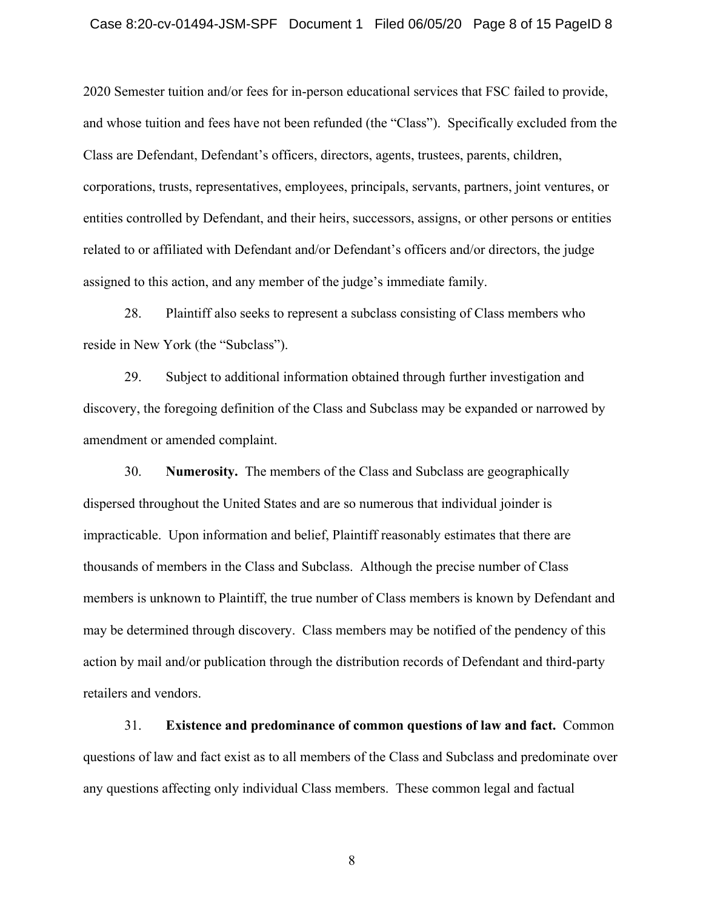2020 Semester tuition and/or fees for in-person educational services that FSC failed to provide, and whose tuition and fees have not been refunded (the "Class"). Specifically excluded from the Class are Defendant, Defendant's officers, directors, agents, trustees, parents, children, corporations, trusts, representatives, employees, principals, servants, partners, joint ventures, or entities controlled by Defendant, and their heirs, successors, assigns, or other persons or entities related to or affiliated with Defendant and/or Defendant's officers and/or directors, the judge assigned to this action, and any member of the judge's immediate family.

28. Plaintiff also seeks to represent a subclass consisting of Class members who reside in New York (the "Subclass").

29. Subject to additional information obtained through further investigation and discovery, the foregoing definition of the Class and Subclass may be expanded or narrowed by amendment or amended complaint.

30. **Numerosity.** The members of the Class and Subclass are geographically dispersed throughout the United States and are so numerous that individual joinder is impracticable. Upon information and belief, Plaintiff reasonably estimates that there are thousands of members in the Class and Subclass. Although the precise number of Class members is unknown to Plaintiff, the true number of Class members is known by Defendant and may be determined through discovery. Class members may be notified of the pendency of this action by mail and/or publication through the distribution records of Defendant and third-party retailers and vendors.

31. **Existence and predominance of common questions of law and fact.** Common questions of law and fact exist as to all members of the Class and Subclass and predominate over any questions affecting only individual Class members. These common legal and factual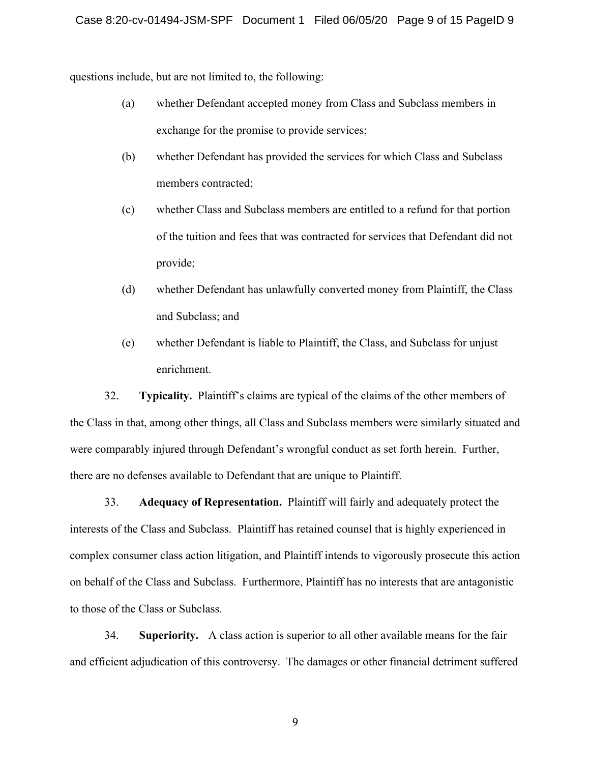questions include, but are not limited to, the following:

(a) whether Defendant accepted money from Class and Subclass members in exchange for the promise to provide services;

(b) whether Defendant has provided the services for which Class and Subclass members contracted;

(c) whether Class and Subclass members are entitled to a refund for that portion of the tuition and fees that was contracted for services that Defendant did not provide;

(d) whether Defendant has unlawfully converted money from Plaintiff, the Class and Subclass; and

(e) whether Defendant is liable to Plaintiff, the Class, and Subclass for unjust enrichment.

32. **Typicality.** Plaintiff's claims are typical of the claims of the other members of the Class in that, among other things, all Class and Subclass members were similarly situated and were comparably injured through Defendant's wrongful conduct as set forth herein. Further, there are no defenses available to Defendant that are unique to Plaintiff.

33. **Adequacy of Representation.** Plaintiff will fairly and adequately protect the interests of the Class and Subclass. Plaintiff has retained counsel that is highly experienced in complex consumer class action litigation, and Plaintiff intends to vigorously prosecute this action on behalf of the Class and Subclass. Furthermore, Plaintiff has no interests that are antagonistic to those of the Class or Subclass.

34. **Superiority.** A class action is superior to all other available means for the fair and efficient adjudication of this controversy. The damages or other financial detriment suffered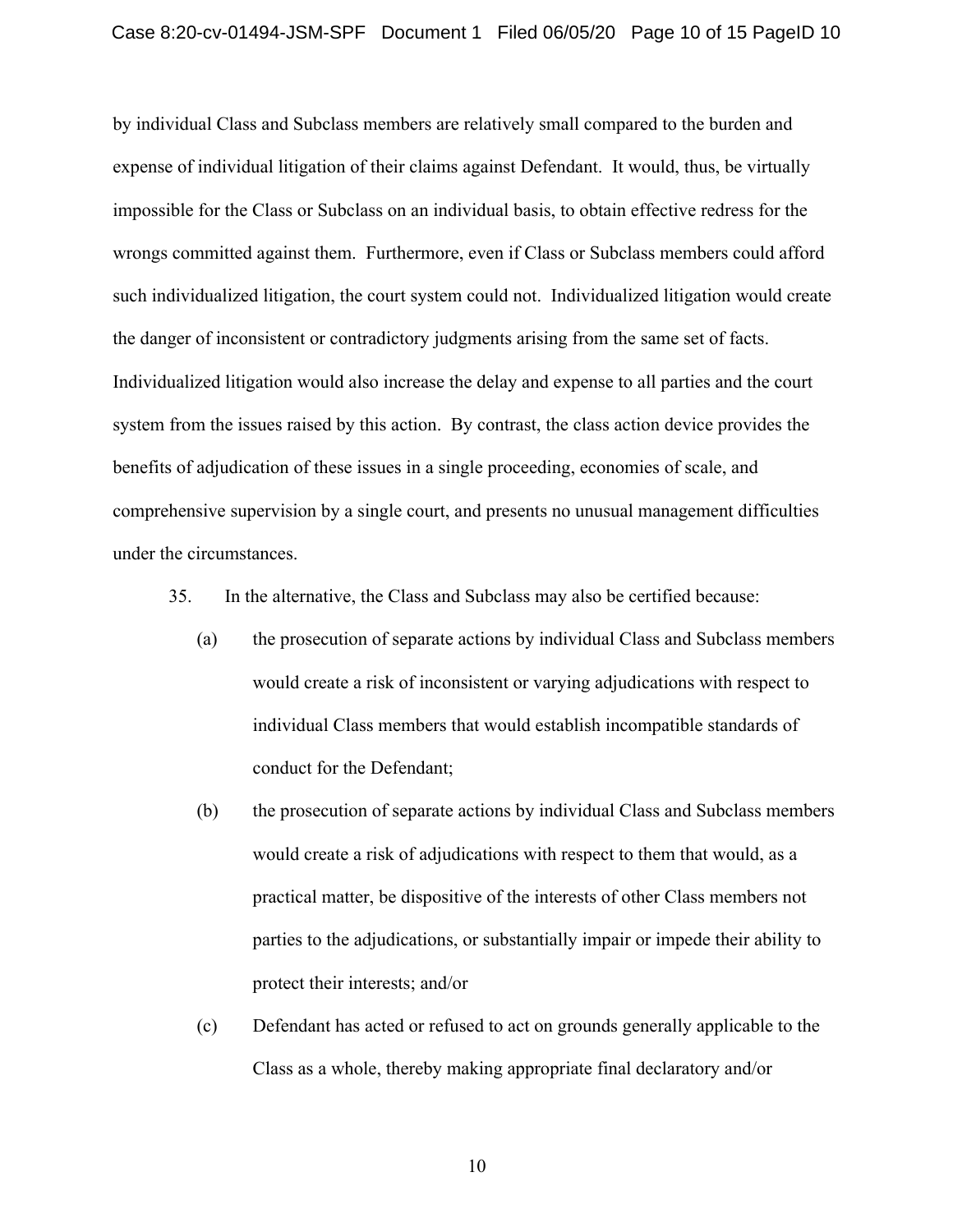by individual Class and Subclass members are relatively small compared to the burden and expense of individual litigation of their claims against Defendant. It would, thus, be virtually impossible for the Class or Subclass on an individual basis, to obtain effective redress for the wrongs committed against them. Furthermore, even if Class or Subclass members could afford such individualized litigation, the court system could not. Individualized litigation would create the danger of inconsistent or contradictory judgments arising from the same set of facts. Individualized litigation would also increase the delay and expense to all parties and the court system from the issues raised by this action. By contrast, the class action device provides the benefits of adjudication of these issues in a single proceeding, economies of scale, and comprehensive supervision by a single court, and presents no unusual management difficulties under the circumstances.

35. In the alternative, the Class and Subclass may also be certified because:

(a) the prosecution of separate actions by individual Class and Subclass members would create a risk of inconsistent or varying adjudications with respect to individual Class members that would establish incompatible standards of conduct for the Defendant;

(b) the prosecution of separate actions by individual Class and Subclass members would create a risk of adjudications with respect to them that would, as a practical matter, be dispositive of the interests of other Class members not parties to the adjudications, or substantially impair or impede their ability to protect their interests; and/or

(c) Defendant has acted or refused to act on grounds generally applicable to the Class as a whole, thereby making appropriate final declaratory and/or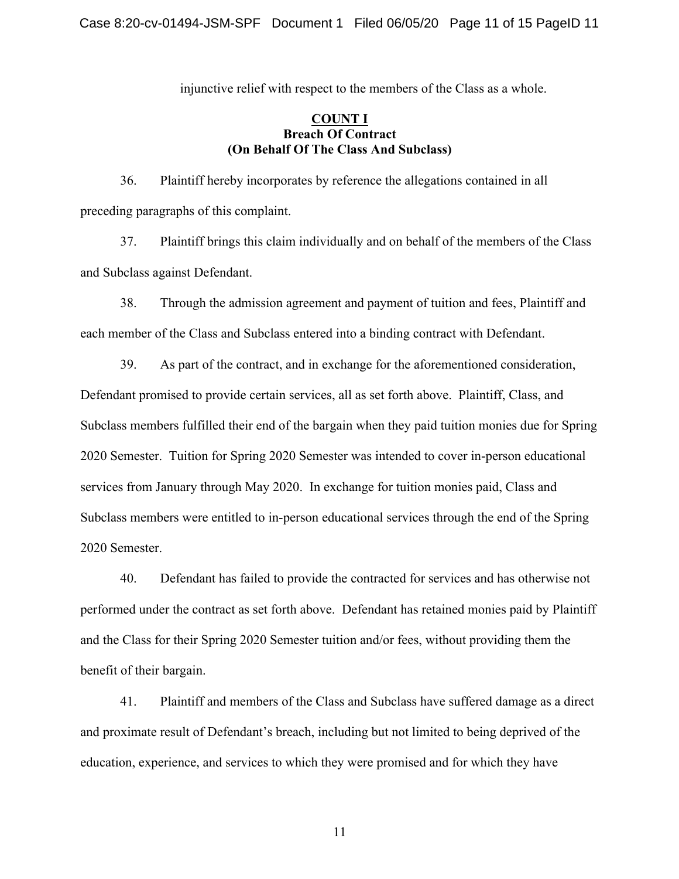injunctive relief with respect to the members of the Class as a whole.

## COUNT I
## Breach Of Contract
## (On Behalf Of The Class And Subclass)

36. Plaintiff hereby incorporates by reference the allegations contained in all preceding paragraphs of this complaint.

37. Plaintiff brings this claim individually and on behalf of the members of the Class and Subclass against Defendant.

38. Through the admission agreement and payment of tuition and fees, Plaintiff and each member of the Class and Subclass entered into a binding contract with Defendant.

39. As part of the contract, and in exchange for the aforementioned consideration, Defendant promised to provide certain services, all as set forth above. Plaintiff, Class, and Subclass members fulfilled their end of the bargain when they paid tuition monies due for Spring 2020 Semester. Tuition for Spring 2020 Semester was intended to cover in-person educational services from January through May 2020. In exchange for tuition monies paid, Class and Subclass members were entitled to in-person educational services through the end of the Spring 2020 Semester.

40. Defendant has failed to provide the contracted for services and has otherwise not performed under the contract as set forth above. Defendant has retained monies paid by Plaintiff and the Class for their Spring 2020 Semester tuition and/or fees, without providing them the benefit of their bargain.

41. Plaintiff and members of the Class and Subclass have suffered damage as a direct and proximate result of Defendant's breach, including but not limited to being deprived of the education, experience, and services to which they were promised and for which they have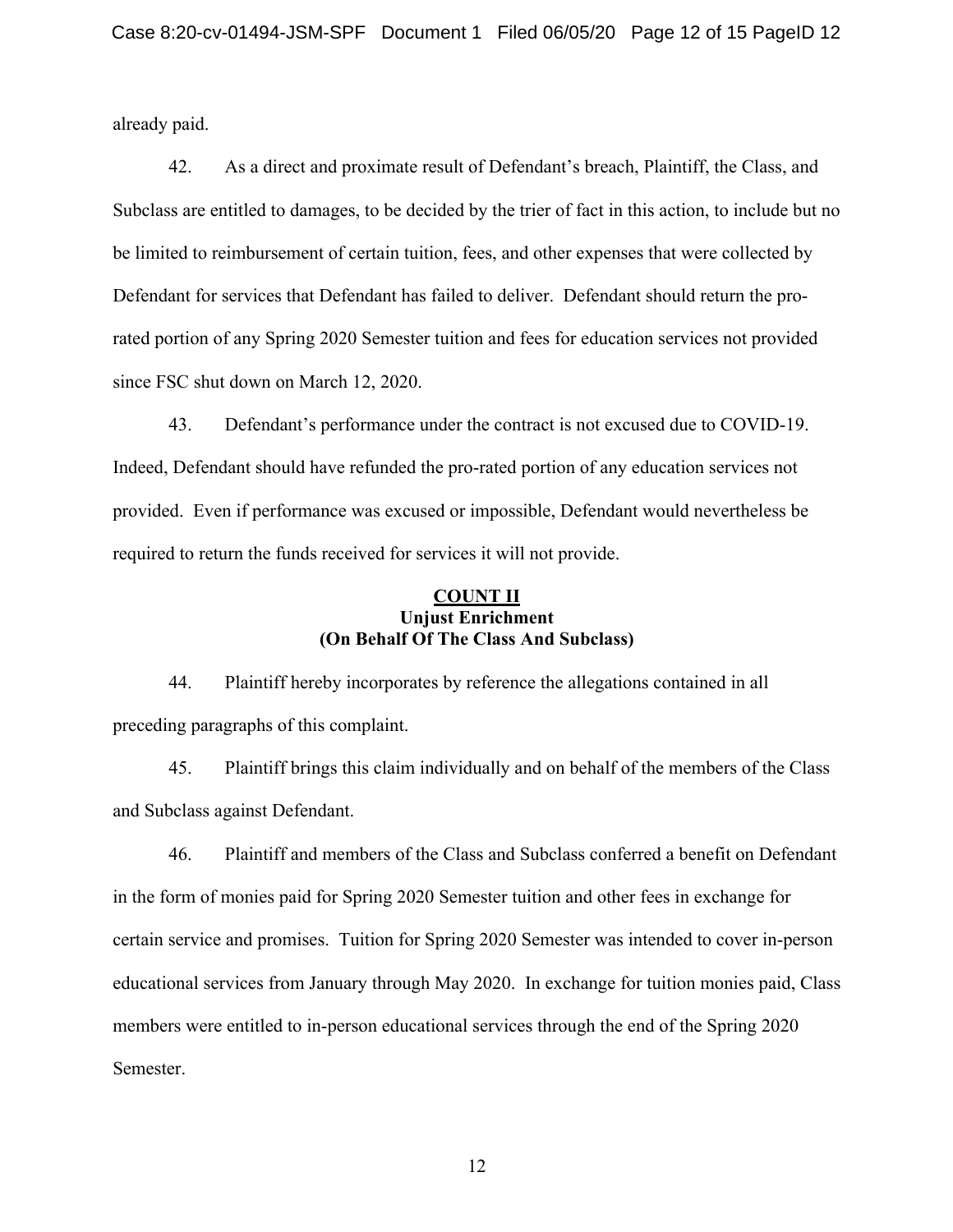already paid.

42. As a direct and proximate result of Defendant's breach, Plaintiff, the Class, and Subclass are entitled to damages, to be decided by the trier of fact in this action, to include but no be limited to reimbursement of certain tuition, fees, and other expenses that were collected by Defendant for services that Defendant has failed to deliver. Defendant should return the pro-rated portion of any Spring 2020 Semester tuition and fees for education services not provided since FSC shut down on March 12, 2020.

43. Defendant's performance under the contract is not excused due to COVID-19. Indeed, Defendant should have refunded the pro-rated portion of any education services not provided. Even if performance was excused or impossible, Defendant would nevertheless be required to return the funds received for services it will not provide.

**COUNT II**
**Unjust Enrichment**
**(On Behalf Of The Class And Subclass)**

44. Plaintiff hereby incorporates by reference the allegations contained in all preceding paragraphs of this complaint.

45. Plaintiff brings this claim individually and on behalf of the members of the Class and Subclass against Defendant.

46. Plaintiff and members of the Class and Subclass conferred a benefit on Defendant in the form of monies paid for Spring 2020 Semester tuition and other fees in exchange for certain service and promises. Tuition for Spring 2020 Semester was intended to cover in-person educational services from January through May 2020. In exchange for tuition monies paid, Class members were entitled to in-person educational services through the end of the Spring 2020 Semester.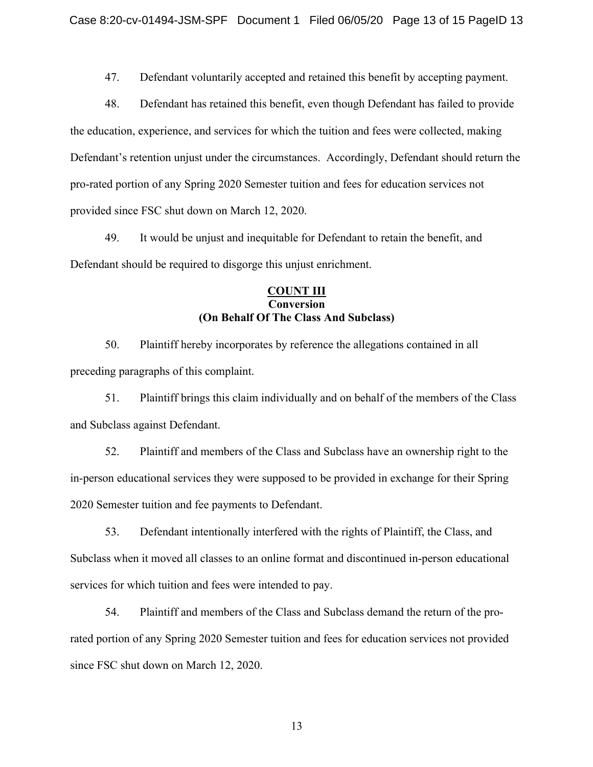47. Defendant voluntarily accepted and retained this benefit by accepting payment.

48. Defendant has retained this benefit, even though Defendant has failed to provide the education, experience, and services for which the tuition and fees were collected, making Defendant's retention unjust under the circumstances. Accordingly, Defendant should return the pro-rated portion of any Spring 2020 Semester tuition and fees for education services not provided since FSC shut down on March 12, 2020.

49. It would be unjust and inequitable for Defendant to retain the benefit, and Defendant should be required to disgorge this unjust enrichment.

**COUNT III**
**Conversion**
**(On Behalf Of The Class And Subclass)**

50. Plaintiff hereby incorporates by reference the allegations contained in all preceding paragraphs of this complaint.

51. Plaintiff brings this claim individually and on behalf of the members of the Class and Subclass against Defendant.

52. Plaintiff and members of the Class and Subclass have an ownership right to the in-person educational services they were supposed to be provided in exchange for their Spring 2020 Semester tuition and fee payments to Defendant.

53. Defendant intentionally interfered with the rights of Plaintiff, the Class, and Subclass when it moved all classes to an online format and discontinued in-person educational services for which tuition and fees were intended to pay.

54. Plaintiff and members of the Class and Subclass demand the return of the pro-rated portion of any Spring 2020 Semester tuition and fees for education services not provided since FSC shut down on March 12, 2020.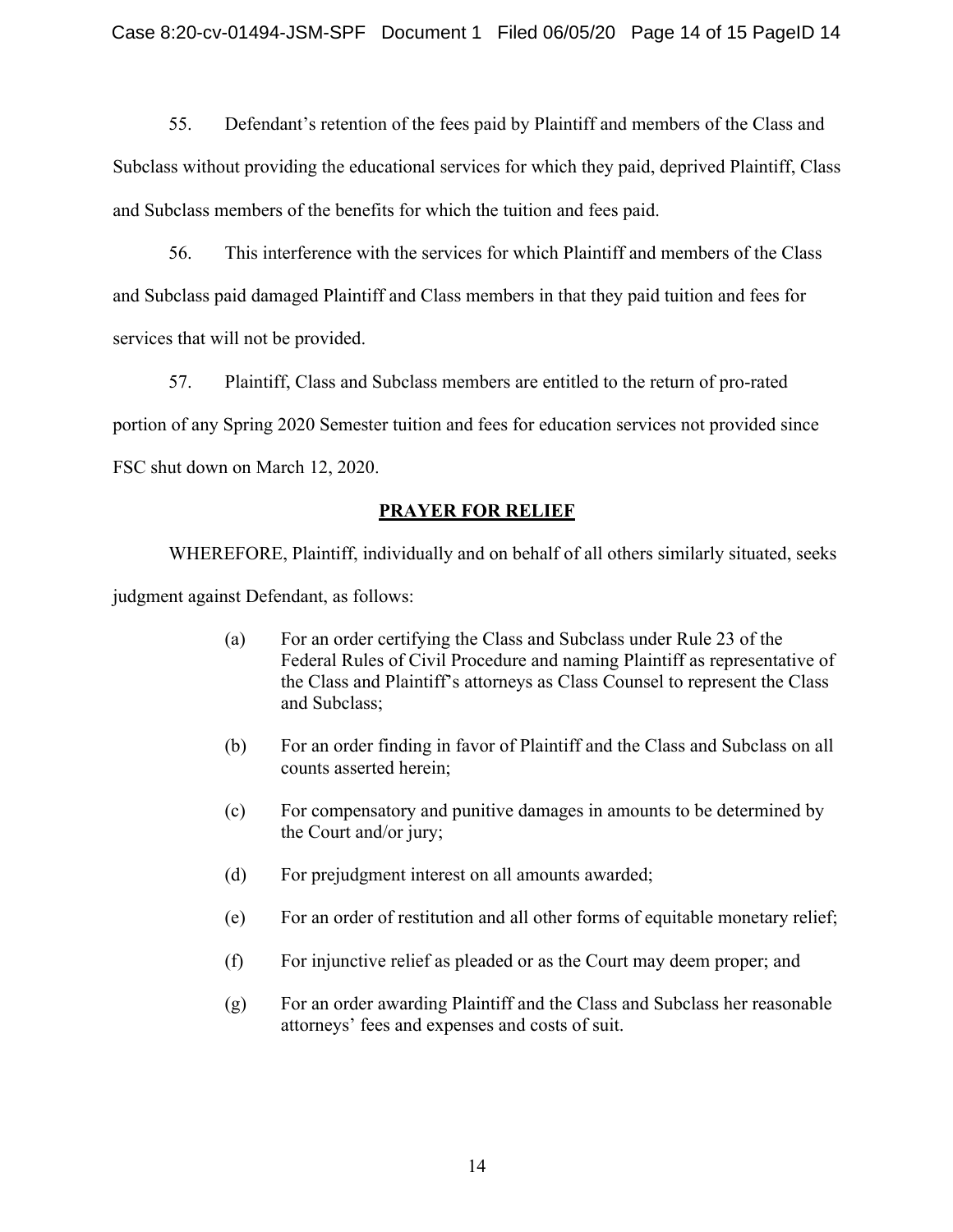55. Defendant's retention of the fees paid by Plaintiff and members of the Class and Subclass without providing the educational services for which they paid, deprived Plaintiff, Class and Subclass members of the benefits for which the tuition and fees paid.

56. This interference with the services for which Plaintiff and members of the Class and Subclass paid damaged Plaintiff and Class members in that they paid tuition and fees for services that will not be provided.

57. Plaintiff, Class and Subclass members are entitled to the return of pro-rated portion of any Spring 2020 Semester tuition and fees for education services not provided since FSC shut down on March 12, 2020.

## PRAYER FOR RELIEF

WHEREFORE, Plaintiff, individually and on behalf of all others similarly situated, seeks judgment against Defendant, as follows:

(a) For an order certifying the Class and Subclass under Rule 23 of the Federal Rules of Civil Procedure and naming Plaintiff as representative of the Class and Plaintiff's attorneys as Class Counsel to represent the Class and Subclass;

(b) For an order finding in favor of Plaintiff and the Class and Subclass on all counts asserted herein;

(c) For compensatory and punitive damages in amounts to be determined by the Court and/or jury;

(d) For prejudgment interest on all amounts awarded;

(e) For an order of restitution and all other forms of equitable monetary relief;

(f) For injunctive relief as pleaded or as the Court may deem proper; and

(g) For an order awarding Plaintiff and the Class and Subclass her reasonable attorneys' fees and expenses and costs of suit.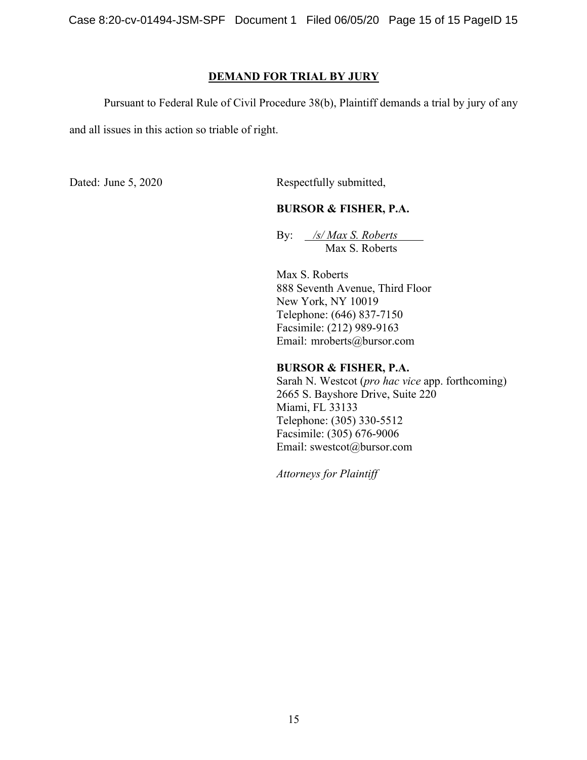## DEMAND FOR TRIAL BY JURY

Pursuant to Federal Rule of Civil Procedure 38(b), Plaintiff demands a trial by jury of any and all issues in this action so triable of right.

Dated: June 5, 2020

Respectfully submitted,

**BURSOR & FISHER, P.A.**

By: *_/s/ Max S. Roberts_*
Max S. Roberts

Max S. Roberts
888 Seventh Avenue, Third Floor
New York, NY 10019
Telephone: (646) 837-7150
Facsimile: (212) 989-9163
Email: mroberts@bursor.com

**BURSOR & FISHER, P.A.**
Sarah N. Westcot (*pro hac vice* app. forthcoming)
2665 S. Bayshore Drive, Suite 220
Miami, FL 33133
Telephone: (305) 330-5512
Facsimile: (305) 676-9006
Email: swestcot@bursor.com

*Attorneys for Plaintiff*